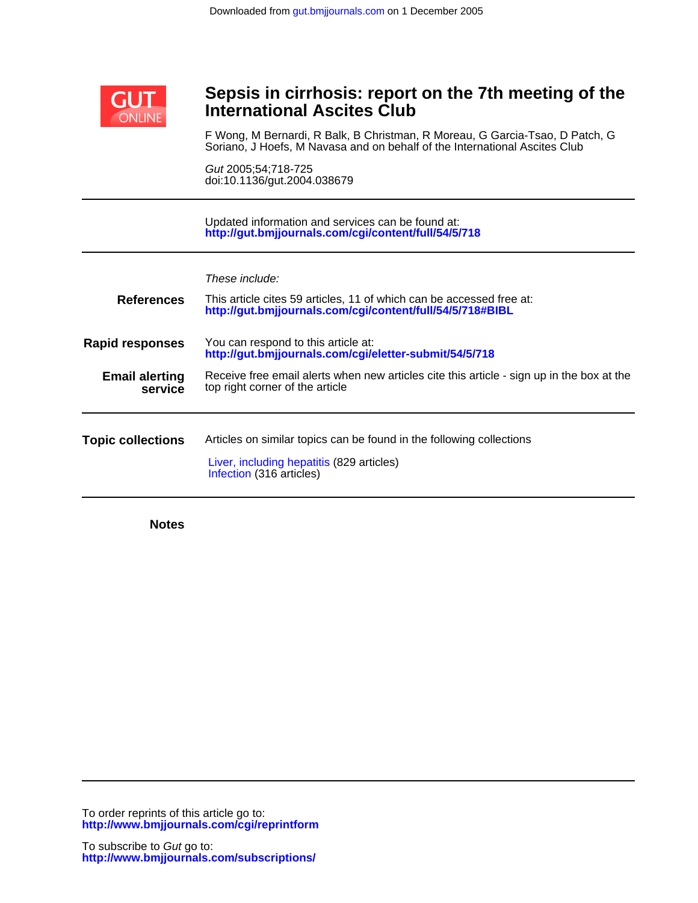Downloaded from gut.bmjjournals.com on 1 December 2005

# Sepsis in cirrhosis: report on the 7th meeting of the International Ascites Club

F Wong, M Bernardi, R Balk, B Christman, R Moreau, G Garcia-Tsao, D Patch, G Soriano, J Hoefs, M Navasa and on behalf of the International Ascites Club

*Gut* 2005;54;718-725
doi:10.1136/gut.2004.038679

---

Updated information and services can be found at:
**http://gut.bmjjournals.com/cgi/content/full/54/5/718**

---

*These include:*

**References** This article cites 59 articles, 11 of which can be accessed free at:
**http://gut.bmjjournals.com/cgi/content/full/54/5/718#BIBL**

**Rapid responses** You can respond to this article at:
**http://gut.bmjjournals.com/cgi/eletter-submit/54/5/718**

**Email alerting service** Receive free email alerts when new articles cite this article - sign up in the box at the top right corner of the article

---

**Topic collections** Articles on similar topics can be found in the following collections

Liver, including hepatitis (829 articles)
Infection (316 articles)

---

**Notes**

---

To order reprints of this article go to:
**http://www.bmjjournals.com/cgi/reprintform**

To subscribe to *Gut* go to:
**http://www.bmjjournals.com/subscriptions/**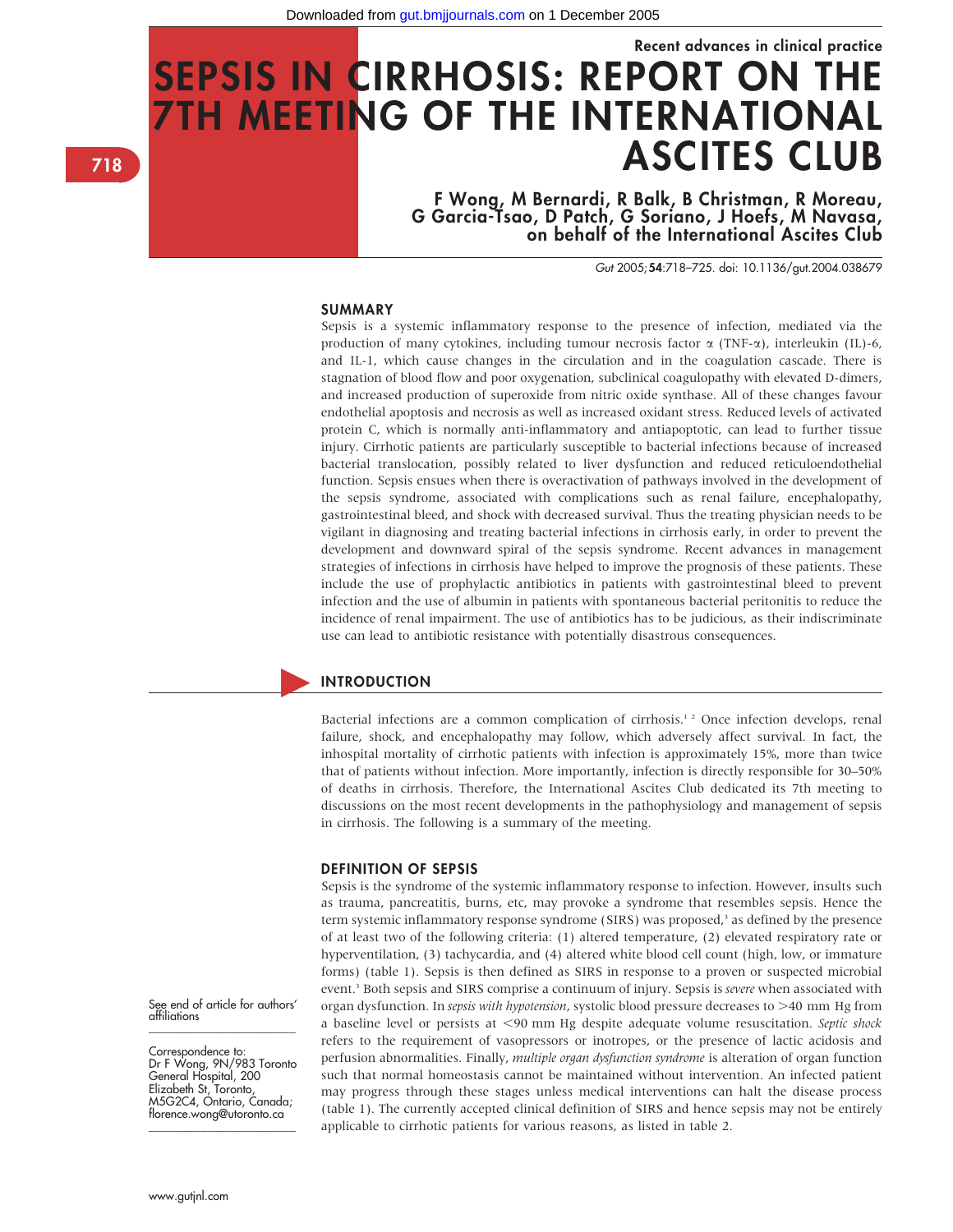# SEPSIS IN CIRRHOSIS: REPORT ON THE 7TH MEETING OF THE INTERNATIONAL ASCITES CLUB

**F Wong, M Bernardi, R Balk, B Christman, R Moreau, G Garcia-Tsao, D Patch, G Soriano, J Hoefs, M Navasa, on behalf of the International Ascites Club**

Gut 2005;**54**:718–725. doi: 10.1136/gut.2004.038679

## SUMMARY

Sepsis is a systemic inflammatory response to the presence of infection, mediated via the production of many cytokines, including tumour necrosis factor α (TNF-α), interleukin (IL)-6, and IL-1, which cause changes in the circulation and in the coagulation cascade. There is stagnation of blood flow and poor oxygenation, subclinical coagulopathy with elevated D-dimers, and increased production of superoxide from nitric oxide synthase. All of these changes favour endothelial apoptosis and necrosis as well as increased oxidant stress. Reduced levels of activated protein C, which is normally anti-inflammatory and antiapoptotic, can lead to further tissue injury. Cirrhotic patients are particularly susceptible to bacterial infections because of increased bacterial translocation, possibly related to liver dysfunction and reduced reticuloendothelial function. Sepsis ensues when there is overactivation of pathways involved in the development of the sepsis syndrome, associated with complications such as renal failure, encephalopathy, gastrointestinal bleed, and shock with decreased survival. Thus the treating physician needs to be vigilant in diagnosing and treating bacterial infections in cirrhosis early, in order to prevent the development and downward spiral of the sepsis syndrome. Recent advances in management strategies of infections in cirrhosis have helped to improve the prognosis of these patients. These include the use of prophylactic antibiotics in patients with gastrointestinal bleed to prevent infection and the use of albumin in patients with spontaneous bacterial peritonitis to reduce the incidence of renal impairment. The use of antibiotics has to be judicious, as their indiscriminate use can lead to antibiotic resistance with potentially disastrous consequences.

## INTRODUCTION

Bacterial infections are a common complication of cirrhosis.[1,2] Once infection develops, renal failure, shock, and encephalopathy may follow, which adversely affect survival. In fact, the inhospital mortality of cirrhotic patients with infection is approximately 15%, more than twice that of patients without infection. More importantly, infection is directly responsible for 30–50% of deaths in cirrhosis. Therefore, the International Ascites Club dedicated its 7th meeting to discussions on the most recent developments in the pathophysiology and management of sepsis in cirrhosis. The following is a summary of the meeting.

### DEFINITION OF SEPSIS

Sepsis is the syndrome of the systemic inflammatory response to infection. However, insults such as trauma, pancreatitis, burns, etc, may provoke a syndrome that resembles sepsis. Hence the term systemic inflammatory response syndrome (SIRS) was proposed,[3] as defined by the presence of at least two of the following criteria: (1) altered temperature, (2) elevated respiratory rate or hyperventilation, (3) tachycardia, and (4) altered white blood cell count (high, low, or immature forms) (table 1). Sepsis is then defined as SIRS in response to a proven or suspected microbial event.[3] Both sepsis and SIRS comprise a continuum of injury. Sepsis is *severe* when associated with organ dysfunction. In *sepsis with hypotension*, systolic blood pressure decreases to >40 mm Hg from a baseline level or persists at <90 mm Hg despite adequate volume resuscitation. *Septic shock* refers to the requirement of vasopressors or inotropes, or the presence of lactic acidosis and perfusion abnormalities. Finally, *multiple organ dysfunction syndrome* is alteration of organ function such that normal homeostasis cannot be maintained without intervention. An infected patient may progress through these stages unless medical interventions can halt the disease process (table 1). The currently accepted clinical definition of SIRS and hence sepsis may not be entirely applicable to cirrhotic patients for various reasons, as listed in table 2.

See end of article for authors' affiliations

Correspondence to: Dr F Wong, 9N/983 Toronto General Hospital, 200 Elizabeth St, Toronto, M5G2C4, Ontario, Canada; florence.wong@utoronto.ca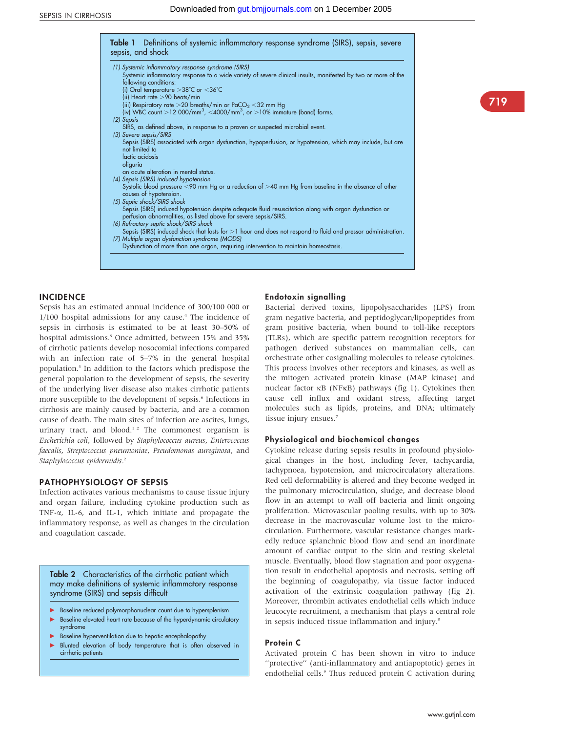**Table 1** Definitions of systemic inflammatory response syndrome (SIRS), sepsis, severe sepsis, and shock

*(1) Systemic inflammatory response syndrome (SIRS)*
Systemic inflammatory response to a wide variety of severe clinical insults, manifested by two or more of the following conditions:
(i) Oral temperature >38°C or <36°C
(ii) Heart rate >90 beats/min
(iii) Respiratory rate >20 breaths/min or $PaCO_2$ <32 mm Hg
(iv) WBC count >12 000/mm$^3$, <4000/mm$^3$, or >10% immature (band) forms.

*(2) Sepsis*
SIRS, as defined above, in response to a proven or suspected microbial event.

*(3) Severe sepsis/SIRS*
Sepsis (SIRS) associated with organ dysfunction, hypoperfusion, or hypotension, which may include, but are not limited to
lactic acidosis
oliguria
an acute alteration in mental status.

*(4) Sepsis (SIRS) induced hypotension*
Systolic blood pressure <90 mm Hg or a reduction of >40 mm Hg from baseline in the absence of other causes of hypotension.

*(5) Septic shock/SIRS shock*
Sepsis (SIRS) induced hypotension despite adequate fluid resuscitation along with organ dysfunction or perfusion abnormalities, as listed above for severe sepsis/SIRS.

*(6) Refractory septic shock/SIRS shock*
Sepsis (SIRS) induced shock that lasts for >1 hour and does not respond to fluid and pressor administration.

*(7) Multiple organ dysfunction syndrome (MODS)*
Dysfunction of more than one organ, requiring intervention to maintain homeostasis.

## INCIDENCE

Sepsis has an estimated annual incidence of 300/100 000 or 1/100 hospital admissions for any cause.[4] The incidence of sepsis in cirrhosis is estimated to be at least 30–50% of hospital admissions.[5] Once admitted, between 15% and 35% of cirrhotic patients develop nosocomial infections compared with an infection rate of 5–7% in the general hospital population.[5] In addition to the factors which predispose the general population to the development of sepsis, the severity of the underlying liver disease also makes cirrhotic patients more susceptible to the development of sepsis.[6] Infections in cirrhosis are mainly caused by bacteria, and are a common cause of death. The main sites of infection are ascites, lungs, urinary tract, and blood.[1 2] The commonest organism is *Escherichia coli*, followed by *Staphylococcus aureus*, *Enterococcus faecalis*, *Streptococcus pneumoniae*, *Pseudomonas aureginosa*, and *Staphylococcus epidermidis*.[2]

## PATHOPHYSIOLOGY OF SEPSIS

Infection activates various mechanisms to cause tissue injury and organ failure, including cytokine production such as TNF-α, IL-6, and IL-1, which initiate and propagate the inflammatory response, as well as changes in the circulation and coagulation cascade.

**Table 2** Characteristics of the cirrhotic patient which may make definitions of systemic inflammatory response syndrome (SIRS) and sepsis difficult

- Baseline reduced polymorphonuclear count due to hypersplenism
- Baseline elevated heart rate because of the hyperdynamic circulatory syndrome
- Baseline hyperventilation due to hepatic encephalopathy
- Blunted elevation of body temperature that is often observed in cirrhotic patients

### Endotoxin signalling

Bacterial derived toxins, lipopolysaccharides (LPS) from gram negative bacteria, and peptidoglycan/lipopeptides from gram positive bacteria, when bound to toll-like receptors (TLRs), which are specific pattern recognition receptors for pathogen derived substances on mammalian cells, can orchestrate other cosignalling molecules to release cytokines. This process involves other receptors and kinases, as well as the mitogen activated protein kinase (MAP kinase) and nuclear factor κB (NFκB) pathways (fig 1). Cytokines then cause cell influx and oxidant stress, affecting target molecules such as lipids, proteins, and DNA; ultimately tissue injury ensues.[7]

### Physiological and biochemical changes

Cytokine release during sepsis results in profound physiological changes in the host, including fever, tachycardia, tachypnoea, hypotension, and microcirculatory alterations. Red cell deformability is altered and they become wedged in the pulmonary microcirculation, sludge, and decrease blood flow in an attempt to wall off bacteria and limit ongoing proliferation. Microvascular pooling results, with up to 30% decrease in the macrovascular volume lost to the microcirculation. Furthermore, vascular resistance changes markedly reduce splanchnic blood flow and send an inordinate amount of cardiac output to the skin and resting skeletal muscle. Eventually, blood flow stagnation and poor oxygenation result in endothelial apoptosis and necrosis, setting off the beginning of coagulopathy, via tissue factor induced activation of the extrinsic coagulation pathway (fig 2). Moreover, thrombin activates endothelial cells which induce leucocyte recruitment, a mechanism that plays a central role in sepsis induced tissue inflammation and injury.[8]

### Protein C

Activated protein C has been shown in vitro to induce "protective" (anti-inflammatory and antiapoptotic) genes in endothelial cells.[9] Thus reduced protein C activation during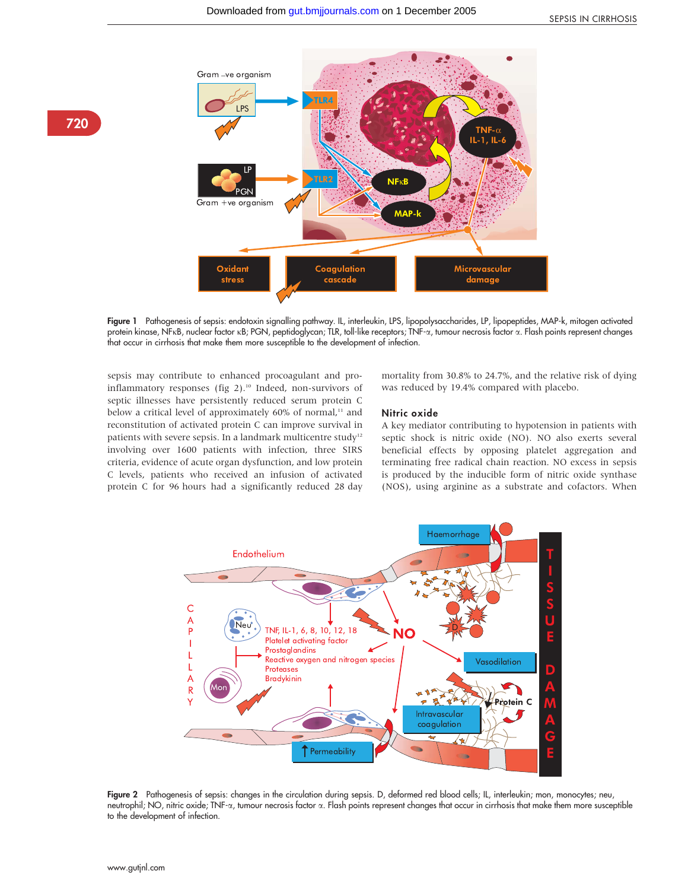Figure 1 Pathogenesis of sepsis: endotoxin signalling pathway. IL, interleukin, LPS, lipopolysaccharides, LP, lipopeptides, MAP-k, mitogen activated protein kinase, NFκB, nuclear factor κB; PGN, peptidoglycan; TLR, toll-like receptors; TNF-α, tumour necrosis factor α. Flash points represent changes that occur in cirrhosis that make them more susceptible to the development of infection.

sepsis may contribute to enhanced procoagulant and proinflammatory responses (fig 2).[10] Indeed, non-survivors of septic illnesses have persistently reduced serum protein C below a critical level of approximately 60% of normal,[11] and reconstitution of activated protein C can improve survival in patients with severe sepsis. In a landmark multicentre study[12] involving over 1600 patients with infection, three SIRS criteria, evidence of acute organ dysfunction, and low protein C levels, patients who received an infusion of activated protein C for 96 hours had a significantly reduced 28 day mortality from 30.8% to 24.7%, and the relative risk of dying was reduced by 19.4% compared with placebo.

### Nitric oxide

A key mediator contributing to hypotension in patients with septic shock is nitric oxide (NO). NO also exerts several beneficial effects by opposing platelet aggregation and terminating free radical chain reaction. NO excess in sepsis is produced by the inducible form of nitric oxide synthase (NOS), using arginine as a substrate and cofactors. When

Figure 2 Pathogenesis of sepsis: changes in the circulation during sepsis. D, deformed red blood cells; IL, interleukin; mon, monocytes; neu, neutrophil; NO, nitric oxide; TNF-α, tumour necrosis factor α. Flash points represent changes that occur in cirrhosis that make them more susceptible to the development of infection.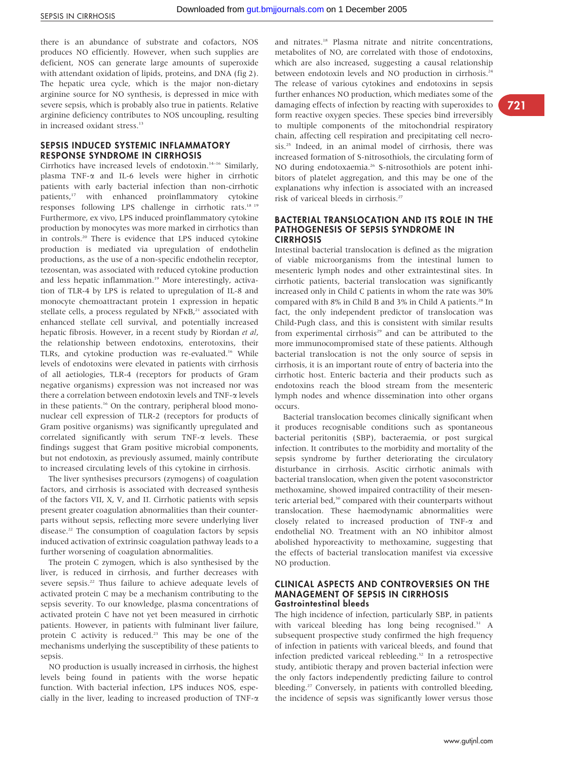there is an abundance of substrate and cofactors, NOS produces NO efficiently. However, when such supplies are deficient, NOS can generate large amounts of superoxide with attendant oxidation of lipids, proteins, and DNA (fig 2). The hepatic urea cycle, which is the major non-dietary arginine source for NO synthesis, is depressed in mice with severe sepsis, which is probably also true in patients. Relative arginine deficiency contributes to NOS uncoupling, resulting in increased oxidant stress.[13]

## SEPSIS INDUCED SYSTEMIC INFLAMMATORY RESPONSE SYNDROME IN CIRRHOSIS

Cirrhotics have increased levels of endotoxin.[14–16] Similarly, plasma TNF-α and IL-6 levels were higher in cirrhotic patients with early bacterial infection than non-cirrhotic patients,[17] with enhanced proinflammatory cytokine responses following LPS challenge in cirrhotic rats.[18 19] Furthermore, ex vivo, LPS induced proinflammatory cytokine production by monocytes was more marked in cirrhotics than in controls.[20] There is evidence that LPS induced cytokine production is mediated via upregulation of endothelin productions, as the use of a non-specific endothelin receptor, tezosentan, was associated with reduced cytokine production and less hepatic inflammation.[19] More interestingly, activation of TLR-4 by LPS is related to upregulation of IL-8 and monocyte chemoattractant protein 1 expression in hepatic stellate cells, a process regulated by NFκB,[21] associated with enhanced stellate cell survival, and potentially increased hepatic fibrosis. However, in a recent study by Riordan *et al*, the relationship between endotoxins, enterotoxins, their TLRs, and cytokine production was re-evaluated.[16] While levels of endotoxins were elevated in patients with cirrhosis of all aetiologies, TLR-4 (receptors for products of Gram negative organisms) expression was not increased nor was there a correlation between endotoxin levels and TNF-α levels in these patients.[16] On the contrary, peripheral blood mononuclear cell expression of TLR-2 (receptors for products of Gram positive organisms) was significantly upregulated and correlated significantly with serum TNF-α levels. These findings suggest that Gram positive microbial components, but not endotoxin, as previously assumed, mainly contribute to increased circulating levels of this cytokine in cirrhosis.

The liver synthesises precursors (zymogens) of coagulation factors, and cirrhosis is associated with decreased synthesis of the factors VII, X, V, and II. Cirrhotic patients with sepsis present greater coagulation abnormalities than their counterparts without sepsis, reflecting more severe underlying liver disease.[22] The consumption of coagulation factors by sepsis induced activation of extrinsic coagulation pathway leads to a further worsening of coagulation abnormalities.

The protein C zymogen, which is also synthesised by the liver, is reduced in cirrhosis, and further decreases with severe sepsis.[22] Thus failure to achieve adequate levels of activated protein C may be a mechanism contributing to the sepsis severity. To our knowledge, plasma concentrations of activated protein C have not yet been measured in cirrhotic patients. However, in patients with fulminant liver failure, protein C activity is reduced.[23] This may be one of the mechanisms underlying the susceptibility of these patients to sepsis.

NO production is usually increased in cirrhosis, the highest levels being found in patients with the worse hepatic function. With bacterial infection, LPS induces NOS, especially in the liver, leading to increased production of TNF-α and nitrates.[18] Plasma nitrate and nitrite concentrations, metabolites of NO, are correlated with those of endotoxins, which are also increased, suggesting a causal relationship between endotoxin levels and NO production in cirrhosis.[24] The release of various cytokines and endotoxins in sepsis further enhances NO production, which mediates some of the damaging effects of infection by reacting with superoxides to form reactive oxygen species. These species bind irreversibly to multiple components of the mitochondrial respiratory chain, affecting cell respiration and precipitating cell necrosis.[25] Indeed, in an animal model of cirrhosis, there was increased formation of S-nitrosothiols, the circulating form of NO during endotoxaemia.[26] S-nitrosothiols are potent inhibitors of platelet aggregation, and this may be one of the explanations why infection is associated with an increased risk of variceal bleeds in cirrhosis.[27]

## BACTERIAL TRANSLOCATION AND ITS ROLE IN THE PATHOGENESIS OF SEPSIS SYNDROME IN CIRRHOSIS

Intestinal bacterial translocation is defined as the migration of viable microorganisms from the intestinal lumen to mesenteric lymph nodes and other extraintestinal sites. In cirrhotic patients, bacterial translocation was significantly increased only in Child C patients in whom the rate was 30% compared with 8% in Child B and 3% in Child A patients.[28] In fact, the only independent predictor of translocation was Child-Pugh class, and this is consistent with similar results from experimental cirrhosis[29] and can be attributed to the more immunocompromised state of these patients. Although bacterial translocation is not the only source of sepsis in cirrhosis, it is an important route of entry of bacteria into the cirrhotic host. Enteric bacteria and their products such as endotoxins reach the blood stream from the mesenteric lymph nodes and whence dissemination into other organs occurs.

Bacterial translocation becomes clinically significant when it produces recognisable conditions such as spontaneous bacterial peritonitis (SBP), bacteraemia, or post surgical infection. It contributes to the morbidity and mortality of the sepsis syndrome by further deteriorating the circulatory disturbance in cirrhosis. Ascitic cirrhotic animals with bacterial translocation, when given the potent vasoconstrictor methoxamine, showed impaired contractility of their mesenteric arterial bed,[30] compared with their counterparts without translocation. These haemodynamic abnormalities were closely related to increased production of TNF-α and endothelial NO. Treatment with an NO inhibitor almost abolished hyporeactivity to methoxamine, suggesting that the effects of bacterial translocation manifest via excessive NO production.

## CLINICAL ASPECTS AND CONTROVERSIES ON THE MANAGEMENT OF SEPSIS IN CIRRHOSIS

### Gastrointestinal bleeds

The high incidence of infection, particularly SBP, in patients with variceal bleeding has long being recognised.[31] A subsequent prospective study confirmed the high frequency of infection in patients with variceal bleeds, and found that infection predicted variceal rebleeding.[32] In a retrospective study, antibiotic therapy and proven bacterial infection were the only factors independently predicting failure to control bleeding.[27] Conversely, in patients with controlled bleeding, the incidence of sepsis was significantly lower versus those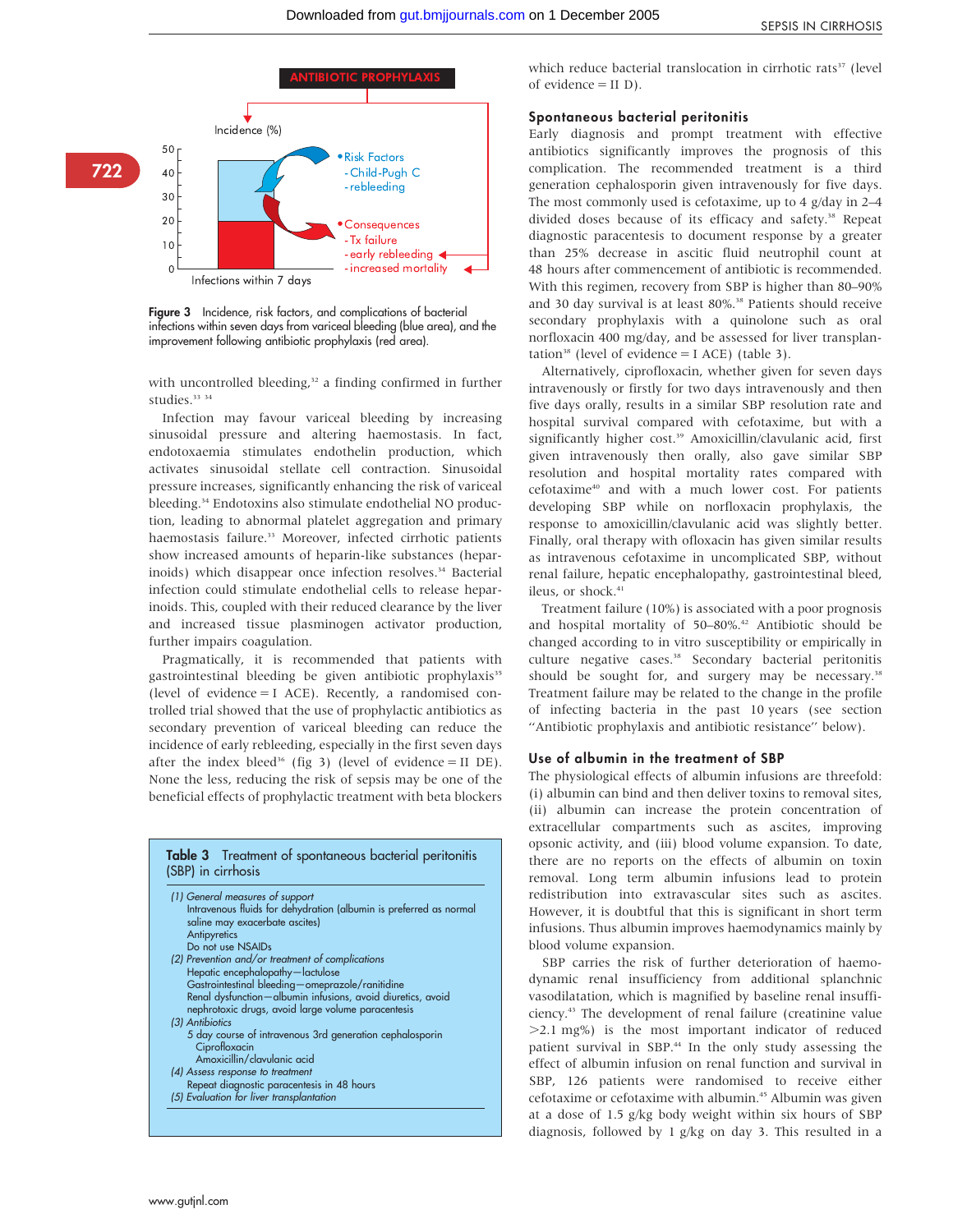Figure 3 Incidence, risk factors, and complications of bacterial infections within seven days from variceal bleeding (blue area), and the improvement following antibiotic prophylaxis (red area).

with uncontrolled bleeding,[32] a finding confirmed in further studies.[33 34]

Infection may favour variceal bleeding by increasing sinusoidal pressure and altering haemostasis. In fact, endotoxaemia stimulates endothelin production, which activates sinusoidal stellate cell contraction. Sinusoidal pressure increases, significantly enhancing the risk of variceal bleeding.[34] Endotoxins also stimulate endothelial NO production, leading to abnormal platelet aggregation and primary haemostasis failure.[33] Moreover, infected cirrhotic patients show increased amounts of heparin-like substances (heparinoids) which disappear once infection resolves.[34] Bacterial infection could stimulate endothelial cells to release heparinoids. This, coupled with their reduced clearance by the liver and increased tissue plasminogen activator production, further impairs coagulation.

Pragmatically, it is recommended that patients with gastrointestinal bleeding be given antibiotic prophylaxis[35] (level of evidence = I ACE). Recently, a randomised controlled trial showed that the use of prophylactic antibiotics as secondary prevention of variceal bleeding can reduce the incidence of early rebleeding, especially in the first seven days after the index bleed[36] (fig 3) (level of evidence = II DE). None the less, reducing the risk of sepsis may be one of the beneficial effects of prophylactic treatment with beta blockers which reduce bacterial translocation in cirrhotic rats[37] (level of evidence = II D).

**Table 3** Treatment of spontaneous bacterial peritonitis (SBP) in cirrhosis

(1) *General measures of support*
- Intravenous fluids for dehydration (albumin is preferred as normal saline may exacerbate ascites)
- Antipyretics
- Do not use NSAIDs

(2) *Prevention and/or treatment of complications*
- Hepatic encephalopathy—lactulose
- Gastrointestinal bleeding—omeprazole/ranitidine
- Renal dysfunction—albumin infusions, avoid diuretics, avoid nephrotoxic drugs, avoid large volume paracentesis

(3) *Antibiotics*
- 5 day course of intravenous 3rd generation cephalosporin
  - Ciprofloxacin
  - Amoxicillin/clavulanic acid

(4) *Assess response to treatment*
- Repeat diagnostic paracentesis in 48 hours

(5) *Evaluation for liver transplantation*

## Spontaneous bacterial peritonitis

Early diagnosis and prompt treatment with effective antibiotics significantly improves the prognosis of this complication. The recommended treatment is a third generation cephalosporin given intravenously for five days. The most commonly used is cefotaxime, up to 4 g/day in 2–4 divided doses because of its efficacy and safety.[38] Repeat diagnostic paracentesis to document response by a greater than 25% decrease in ascitic fluid neutrophil count at 48 hours after commencement of antibiotic is recommended. With this regimen, recovery from SBP is higher than 80–90% and 30 day survival is at least 80%.[38] Patients should receive secondary prophylaxis with a quinolone such as oral norfloxacin 400 mg/day, and be assessed for liver transplantation[38] (level of evidence = I ACE) (table 3).

Alternatively, ciprofloxacin, whether given for seven days intravenously or firstly for two days intravenously and then five days orally, results in a similar SBP resolution rate and hospital survival compared with cefotaxime, but with a significantly higher cost.[39] Amoxicillin/clavulanic acid, first given intravenously then orally, also gave similar SBP resolution and hospital mortality rates compared with cefotaxime[40] and with a much lower cost. For patients developing SBP while on norfloxacin prophylaxis, the response to amoxicillin/clavulanic acid was slightly better. Finally, oral therapy with ofloxacin has given similar results as intravenous cefotaxime in uncomplicated SBP, without renal failure, hepatic encephalopathy, gastrointestinal bleed, ileus, or shock.[41]

Treatment failure (10%) is associated with a poor prognosis and hospital mortality of 50–80%.[42] Antibiotic should be changed according to in vitro susceptibility or empirically in culture negative cases.[38] Secondary bacterial peritonitis should be sought for, and surgery may be necessary.[38] Treatment failure may be related to the change in the profile of infecting bacteria in the past 10 years (see section "Antibiotic prophylaxis and antibiotic resistance" below).

## Use of albumin in the treatment of SBP

The physiological effects of albumin infusions are threefold: (i) albumin can bind and then deliver toxins to removal sites, (ii) albumin can increase the protein concentration of extracellular compartments such as ascites, improving opsonic activity, and (iii) blood volume expansion. To date, there are no reports on the effects of albumin on toxin removal. Long term albumin infusions lead to protein redistribution into extravascular sites such as ascites. However, it is doubtful that this is significant in short term infusions. Thus albumin improves haemodynamics mainly by blood volume expansion.

SBP carries the risk of further deterioration of haemodynamic renal insufficiency from additional splanchnic vasodilatation, which is magnified by baseline renal insufficiency.[43] The development of renal failure (creatinine value >2.1 mg%) is the most important indicator of reduced patient survival in SBP.[44] In the only study assessing the effect of albumin infusion on renal function and survival in SBP, 126 patients were randomised to receive either cefotaxime or cefotaxime with albumin.[45] Albumin was given at a dose of 1.5 g/kg body weight within six hours of SBP diagnosis, followed by 1 g/kg on day 3. This resulted in a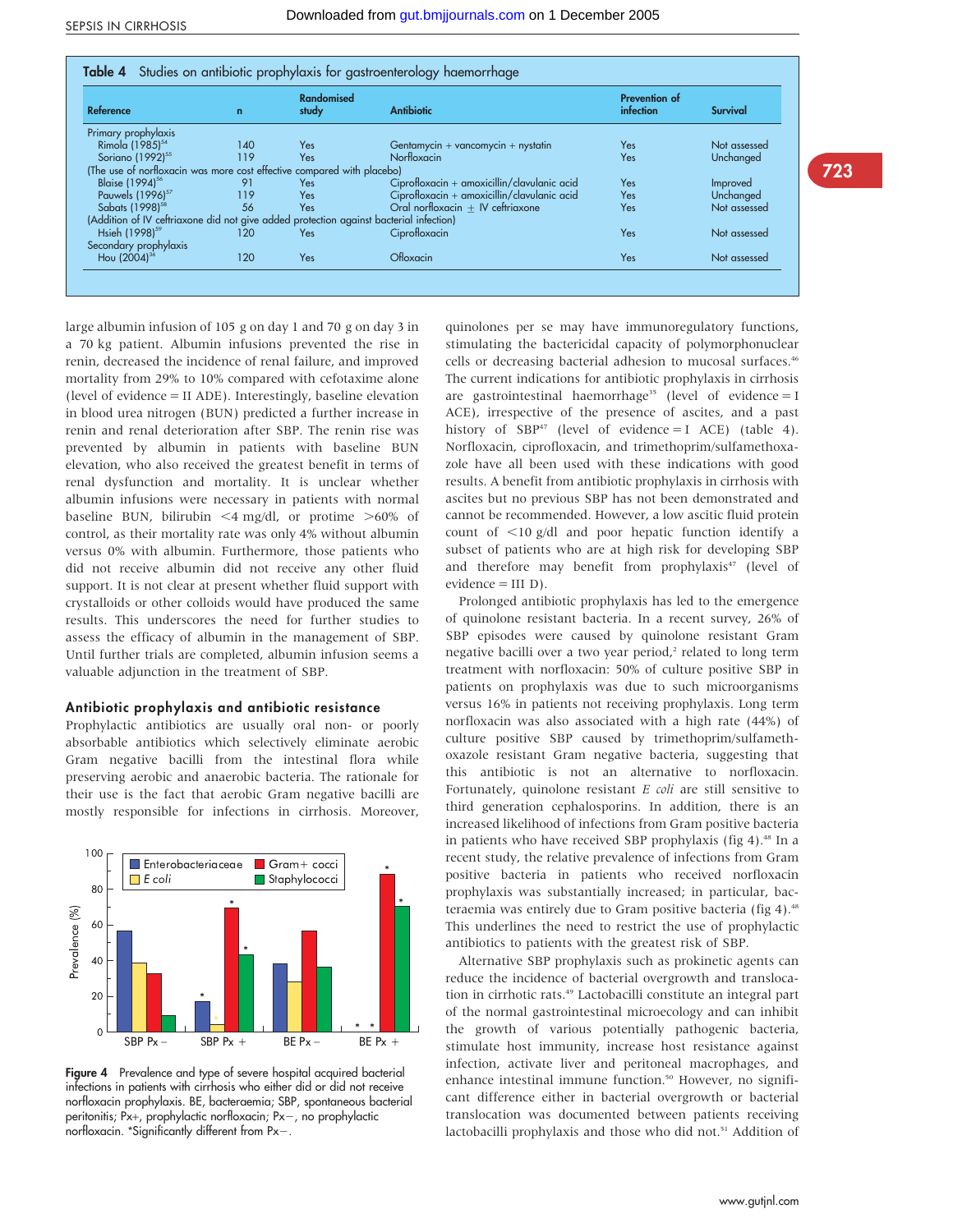**Table 4** Studies on antibiotic prophylaxis for gastroenterology haemorrhage

| Reference | n | Randomised study | Antibiotic | Prevention of infection | Survival |
|---|---|---|---|---|---|
| Primary prophylaxis | | | | | |
| Rimola (1985)[54] | 140 | Yes | Gentamycin + vancomycin + nystatin | Yes | Not assessed |
| Soriano (1992)[55] | 119 | Yes | Norfloxacin | Yes | Unchanged |
| (The use of norfloxacin was more cost effective compared with placebo) | | | | | |
| Blaise (1994)[56] | 91 | Yes | Ciprofloxacin + amoxicillin/clavulanic acid | Yes | Improved |
| Pauwels (1996)[57] | 119 | Yes | Ciprofloxacin + amoxicillin/clavulanic acid | Yes | Unchanged |
| Sabats (1998)[58] | 56 | Yes | Oral norfloxacin ± IV ceftriaxone | Yes | Not assessed |
| (Addition of IV ceftriaxone did not give added protection against bacterial infection) | | | | | |
| Hsieh (1998)[59] | 120 | Yes | Ciprofloxacin | Yes | Not assessed |
| Secondary prophylaxis | | | | | |
| Hou (2004)[36] | 120 | Yes | Ofloxacin | Yes | Not assessed |

large albumin infusion of 105 g on day 1 and 70 g on day 3 in a 70 kg patient. Albumin infusions prevented the rise in renin, decreased the incidence of renal failure, and improved mortality from 29% to 10% compared with cefotaxime alone (level of evidence = II ADE). Interestingly, baseline elevation in blood urea nitrogen (BUN) predicted a further increase in renin and renal deterioration after SBP. The renin rise was prevented by albumin in patients with baseline BUN elevation, who also received the greatest benefit in terms of renal dysfunction and mortality. It is unclear whether albumin infusions were necessary in patients with normal baseline BUN, bilirubin <4 mg/dl, or protime >60% of control, as their mortality rate was only 4% without albumin versus 0% with albumin. Furthermore, those patients who did not receive albumin did not receive any other fluid support. It is not clear at present whether fluid support with crystalloids or other colloids would have produced the same results. This underscores the need for further studies to assess the efficacy of albumin in the management of SBP. Until further trials are completed, albumin infusion seems a valuable adjunction in the treatment of SBP.

### Antibiotic prophylaxis and antibiotic resistance

Prophylactic antibiotics are usually oral non- or poorly absorbable antibiotics which selectively eliminate aerobic Gram negative bacilli from the intestinal flora while preserving aerobic and anaerobic bacteria. The rationale for their use is the fact that aerobic Gram negative bacilli are mostly responsible for infections in cirrhosis. Moreover, quinolones per se may have immunoregulatory functions, stimulating the bactericidal capacity of polymorphonuclear cells or decreasing bacterial adhesion to mucosal surfaces.[46] The current indications for antibiotic prophylaxis in cirrhosis are gastrointestinal haemorrhage[35] (level of evidence = I ACE), irrespective of the presence of ascites, and a past history of SBP[47] (level of evidence = I ACE) (table 4). Norfloxacin, ciprofloxacin, and trimethoprim/sulfamethoxazole have all been used with these indications with good results. A benefit from antibiotic prophylaxis in cirrhosis with ascites but no previous SBP has not been demonstrated and cannot be recommended. However, a low ascitic fluid protein count of <10 g/dl and poor hepatic function identify a subset of patients who are at high risk for developing SBP and therefore may benefit from prophylaxis[47] (level of evidence = III D).

Prolonged antibiotic prophylaxis has led to the emergence of quinolone resistant bacteria. In a recent survey, 26% of SBP episodes were caused by quinolone resistant Gram negative bacilli over a two year period,[2] related to long term treatment with norfloxacin: 50% of culture positive SBP in patients on prophylaxis was due to such microorganisms versus 16% in patients not receiving prophylaxis. Long term norfloxacin was also associated with a high rate (44%) of culture positive SBP caused by trimethoprim/sulfamethoxazole resistant Gram negative bacteria, suggesting that this antibiotic is not an alternative to norfloxacin. Fortunately, quinolone resistant *E coli* are still sensitive to third generation cephalosporins. In addition, there is an increased likelihood of infections from Gram positive bacteria in patients who have received SBP prophylaxis (fig 4).[48] In a recent study, the relative prevalence of infections from Gram positive bacteria in patients who received norfloxacin prophylaxis was substantially increased; in particular, bacteraemia was entirely due to Gram positive bacteria (fig 4).[48] This underlines the need to restrict the use of prophylactic antibiotics to patients with the greatest risk of SBP.

**Figure 4** Prevalence and type of severe hospital acquired bacterial infections in patients with cirrhosis who either did or did not receive norfloxacin prophylaxis. BE, bacteraemia; SBP, spontaneous bacterial peritonitis; Px+, prophylactic norfloxacin; Px−, no prophylactic norfloxacin. *Significantly different from Px−.

Alternative SBP prophylaxis such as prokinetic agents can reduce the incidence of bacterial overgrowth and translocation in cirrhotic rats.[49] Lactobacilli constitute an integral part of the normal gastrointestinal microecology and can inhibit the growth of various potentially pathogenic bacteria, stimulate host immunity, increase host resistance against infection, activate liver and peritoneal macrophages, and enhance intestinal immune function.[50] However, no significant difference either in bacterial overgrowth or bacterial translocation was documented between patients receiving lactobacilli prophylaxis and those who did not.[51] Addition of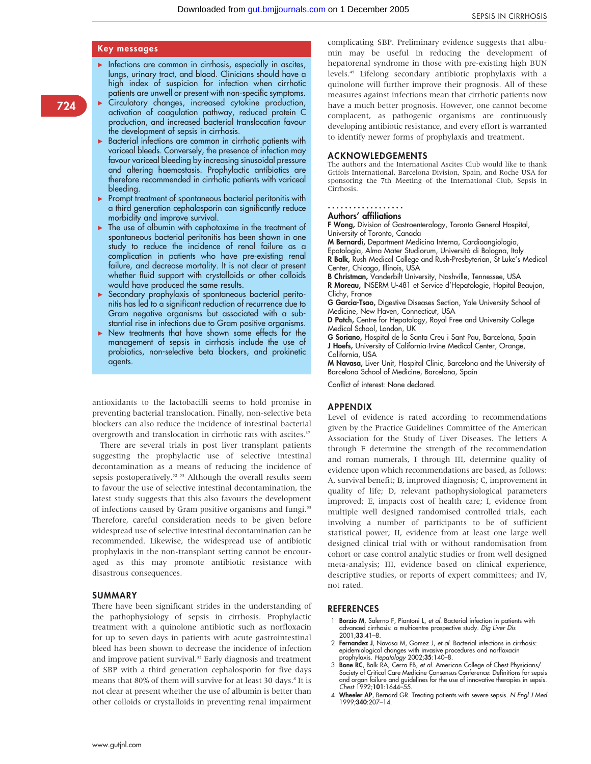## Key messages

- Infections are common in cirrhosis, especially in ascites, lungs, urinary tract, and blood. Clinicians should have a high index of suspicion for infection when cirrhotic patients are unwell or present with non-specific symptoms.
- Circulatory changes, increased cytokine production, activation of coagulation pathway, reduced protein C production, and increased bacterial translocation favour the development of sepsis in cirrhosis.
- Bacterial infections are common in cirrhotic patients with variceal bleeds. Conversely, the presence of infection may favour variceal bleeding by increasing sinusoidal pressure and altering haemostasis. Prophylactic antibiotics are therefore recommended in cirrhotic patients with variceal bleeding.
- Prompt treatment of spontaneous bacterial peritonitis with a third generation cephalosporin can significantly reduce morbidity and improve survival.
- The use of albumin with cephotaxime in the treatment of spontaneous bacterial peritonitis has been shown in one study to reduce the incidence of renal failure as a complication in patients who have pre-existing renal failure, and decrease mortality. It is not clear at present whether fluid support with crystalloids or other colloids would have produced the same results.
- Secondary prophylaxis of spontaneous bacterial peritonitis has led to a significant reduction of recurrence due to Gram negative organisms but associated with a substantial rise in infections due to Gram positive organisms.
- New treatments that have shown some effects for the management of sepsis in cirrhosis include the use of probiotics, non-selective beta blockers, and prokinetic agents.

antioxidants to the lactobacilli seems to hold promise in preventing bacterial translocation. Finally, non-selective beta blockers can also reduce the incidence of intestinal bacterial overgrowth and translocation in cirrhotic rats with ascites.[37]

There are several trials in post liver transplant patients suggesting the prophylactic use of selective intestinal decontamination as a means of reducing the incidence of sepsis postoperatively.[52 53] Although the overall results seem to favour the use of selective intestinal decontamination, the latest study suggests that this also favours the development of infections caused by Gram positive organisms and fungi.[53] Therefore, careful consideration needs to be given before widespread use of selective intestinal decontamination can be recommended. Likewise, the widespread use of antibiotic prophylaxis in the non-transplant setting cannot be encouraged as this may promote antibiotic resistance with disastrous consequences.

## SUMMARY

There have been significant strides in the understanding of the pathophysiology of sepsis in cirrhosis. Prophylactic treatment with a quinolone antibiotic such as norfloxacin for up to seven days in patients with acute gastrointestinal bleed has been shown to decrease the incidence of infection and improve patient survival.[35] Early diagnosis and treatment of SBP with a third generation cephalosporin for five days means that 80% of them will survive for at least 30 days.[8] It is not clear at present whether the use of albumin is better than other colloids or crystalloids in preventing renal impairment complicating SBP. Preliminary evidence suggests that albumin may be useful in reducing the development of hepatorenal syndrome in those with pre-existing high BUN levels.[45] Lifelong secondary antibiotic prophylaxis with a quinolone will further improve their prognosis. All of these measures against infections mean that cirrhotic patients now have a much better prognosis. However, one cannot become complacent, as pathogenic organisms are continuously developing antibiotic resistance, and every effort is warranted to identify newer forms of prophylaxis and treatment.

## ACKNOWLEDGEMENTS

The authors and the International Ascites Club would like to thank Grifols International, Barcelona Division, Spain, and Roche USA for sponsoring the 7th Meeting of the International Club, Sepsis in Cirrhosis.

## Authors' affiliations

**F Wong,** Division of Gastroenterology, Toronto General Hospital, University of Toronto, Canada
**M Bernardi,** Department Medicina Interna, Cardioangiologia, Epatologia, Alma Mater Studiorum, Università di Bologna, Italy
**R Balk,** Rush Medical College and Rush-Presbyterian, St Luke's Medical Center, Chicago, Illinois, USA
**B Christman,** Vanderbilt University, Nashville, Tennessee, USA
**R Moreau,** INSERM U-481 et Service d'Hepatologie, Hopital Beaujon, Clichy, France
**G Garcia-Tsao,** Digestive Diseases Section, Yale University School of Medicine, New Haven, Connecticut, USA
**D Patch,** Centre for Hepatology, Royal Free and University College Medical School, London, UK
**G Soriano,** Hospital de la Santa Creu i Sant Pau, Barcelona, Spain
**J Hoefs,** University of California-Irvine Medical Center, Orange, California, USA
**M Navasa,** Liver Unit, Hospital Clinic, Barcelona and the University of Barcelona School of Medicine, Barcelona, Spain

Conflict of interest: None declared.

## APPENDIX

Level of evidence is rated according to recommendations given by the Practice Guidelines Committee of the American Association for the Study of Liver Diseases. The letters A through E determine the strength of the recommendation and roman numerals, I through III, determine quality of evidence upon which recommendations are based, as follows: A, survival benefit; B, improved diagnosis; C, improvement in quality of life; D, relevant pathophysiological parameters improved; E, impacts cost of health care; I, evidence from multiple well designed randomised controlled trials, each involving a number of participants to be of sufficient statistical power; II, evidence from at least one large well designed clinical trial with or without randomisation from cohort or case control analytic studies or from well designed meta-analysis; III, evidence based on clinical experience, descriptive studies, or reports of expert committees; and IV, not rated.

## REFERENCES

1. **Borzio M**, Salerno F, Piantoni L, *et al.* Bacterial infection in patients with advanced cirrhosis: a multicentre prospective study. *Dig Liver Dis* 2001;**33**:41–8.
2. **Fernandez J**, Navasa M, Gomez J, *et al.* Bacterial infections in cirrhosis: epidemiological changes with invasive procedures and norfloxacin prophylaxis. *Hepatology* 2002;**35**:140–8.
3. **Bone RC**, Balk RA, Cerra FB, *et al.* American College of Chest Physicians/Society of Critical Care Medicine Consensus Conference: Definitions for sepsis and organ failure and guidelines for the use of innovative therapies in sepsis. *Chest* 1992;**101**:1644–55.
4. **Wheeler AP**, Bernard GR. Treating patients with severe sepsis. *N Engl J Med* 1999;**340**:207–14.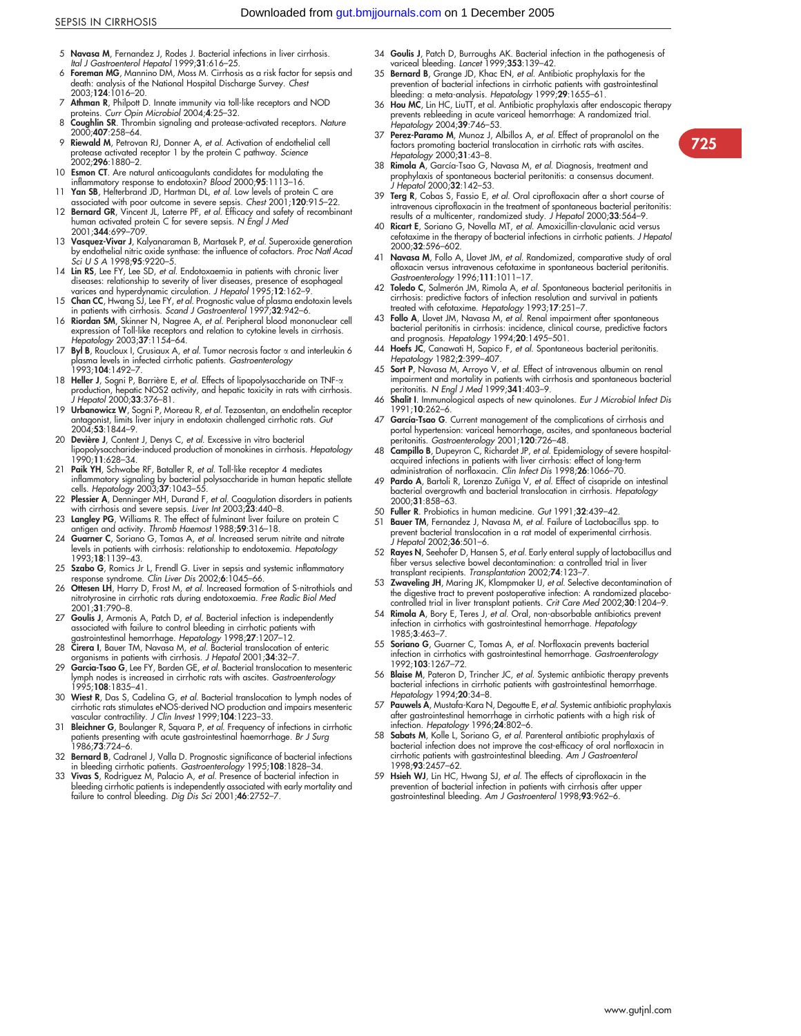5 **Navasa M**, Fernandez J, Rodes J. Bacterial infections in liver cirrhosis. *Ital J Gastroenterol Hepatol* 1999;**31**:616–25.

6 **Foreman MG**, Mannino DM, Moss M. Cirrhosis as a risk factor for sepsis and death: analysis of the National Hospital Discharge Survey. *Chest* 2003;**124**:1016–20.

7 **Athman R**, Philpott D. Innate immunity via toll-like receptors and NOD proteins. *Curr Opin Microbiol* 2004;**4**:25–32.

8 **Coughlin SR**. Thrombin signaling and protease-activated receptors. *Nature* 2000;**407**:258–64.

9 **Riewald M**, Petrovan RJ, Donner A, *et al*. Activation of endothelial cell protease activated receptor 1 by the protein C pathway. *Science* 2002;**296**:1880–2.

10 **Esmon CT**. Are natural anticoagulants candidates for modulating the inflammatory response to endotoxin? *Blood* 2000;**95**:1113–16.

11 **Yan SB**, Helterbrand JD, Hartman DL, *et al*. Low levels of protein C are associated with poor outcome in severe sepsis. *Chest* 2001;**120**:915–22.

12 **Bernard GR**, Vincent JL, Laterre PF, *et al*. Efficacy and safety of recombinant human activated protein C for severe sepsis. *N Engl J Med* 2001;**344**:699–709.

13 **Vasquez-Vivar J**, Kalyanaraman B, Martasek P, *et al*. Superoxide generation by endothelial nitric oxide synthase: the influence of cofactors. *Proc Natl Acad Sci U S A* 1998;**95**:9220–5.

14 **Lin RS**, Lee FY, Lee SD, *et al*. Endotoxaemia in patients with chronic liver diseases: relationship to severity of liver diseases, presence of esophageal varices and hyperdynamic circulation. *J Hepatol* 1995;**12**:162–9.

15 **Chan CC**, Hwang SJ, Lee FY, *et al*. Prognostic value of plasma endotoxin levels in patients with cirrhosis. *Scand J Gastroenterol* 1997;**32**:942–6.

16 **Riordan SM**, Skinner N, Nagree A, *et al*. Peripheral blood mononuclear cell expression of Toll-like receptors and relation to cytokine levels in cirrhosis. *Hepatology* 2003;**37**:1154–64.

17 **Byl B**, Roucloux I, Crusiaux A, *et al*. Tumor necrosis factor α and interleukin 6 plasma levels in infected cirrhotic patients. *Gastroenterology* 1993;**104**:1492–7.

18 **Heller J**, Sogni P, Barrière E, *et al*. Effects of lipopolysaccharide on TNF-α production, hepatic NOS2 activity, and hepatic toxicity in rats with cirrhosis. *J Hepatol* 2000;**33**:376–81.

19 **Urbanowicz W**, Sogni P, Moreau R, *et al*. Tezosentan, an endothelin receptor antagonist, limits liver injury in endotoxin challenged cirrhotic rats. *Gut* 2004;**53**:1844–9.

20 **Devière J**, Content J, Denys C, *et al*. Excessive in vitro bacterial lipopolysaccharide-induced production of monokines in cirrhosis. *Hepatology* 1990;**11**:628–34.

21 **Paik YH**, Schwabe RF, Bataller R, *et al*. Toll-like receptor 4 mediates inflammatory signaling by bacterial polysaccharide in human hepatic stellate cells. *Hepatology* 2003;**37**:1043–55.

22 **Plessier A**, Denninger MH, Durand F, *et al*. Coagulation disorders in patients with cirrhosis and severe sepsis. *Liver Int* 2003;**23**:440–8.

23 **Langley PG**, Williams R. The effect of fulminant liver failure on protein C antigen and activity. *Thromb Haemost* 1988;**59**:316–18.

24 **Guarner C**, Soriano G, Tomas A, *et al*. Increased serum nitrite and nitrate levels in patients with cirrhosis: relationship to endotoxemia. *Hepatology* 1993;**18**:1139–43.

25 **Szabo G**, Romics Jr L, Frendl G. Liver in sepsis and systemic inflammatory response syndrome. *Clin Liver Dis* 2002;**6**:1045–66.

26 **Ottesen LH**, Harry D, Frost M, *et al*. Increased formation of S-nitrothiols and nitrotyrosine in cirrhotic rats during endotoxaemia. *Free Radic Biol Med* 2001;**31**:790–8.

27 **Goulis J**, Armonis A, Patch D, *et al*. Bacterial infection is independently associated with failure to control bleeding in cirrhotic patients with gastrointestinal hemorrhage. *Hepatology* 1998;**27**:1207–12.

28 **Cirera I**, Bauer TM, Navasa M, *et al*. Bacterial translocation of enteric organisms in patients with cirrhosis. *J Hepatol* 2001;**34**:32–7.

29 **Garcia-Tsao G**, Lee FY, Barden GE, *et al*. Bacterial translocation to mesenteric lymph nodes is increased in cirrhotic rats with ascites. *Gastroenterology* 1995;**108**:1835–41.

30 **Wiest R**, Das S, Cadelina G, *et al*. Bacterial translocation to lymph nodes of cirrhotic rats stimulates eNOS-derived NO production and impairs mesenteric vascular contractility. *J Clin Invest* 1999;**104**:1223–33.

31 **Bleichner G**, Boulanger R, Squara P, *et al*. Frequency of infections in cirrhotic patients presenting with acute gastrointestinal haemorrhage. *Br J Surg* 1986;**73**:724–6.

32 **Bernard B**, Cadranel J, Valla D. Prognostic significance of bacterial infections in bleeding cirrhotic patients. *Gastroenterology* 1995;**108**:1828–34.

33 **Vivas S**, Rodriguez M, Palacio A, *et al*. Presence of bacterial infection in bleeding cirrhotic patients is independently associated with early mortality and failure to control bleeding. *Dig Dis Sci* 2001;**46**:2752–7.

34 **Goulis J**, Patch D, Burroughs AK. Bacterial infection in the pathogenesis of variceal bleeding. *Lancet* 1999;**353**:139–42.

35 **Bernard B**, Grange JD, Khac EN, *et al*. Antibiotic prophylaxis for the prevention of bacterial infections in cirrhotic patients with gastrointestinal bleeding: a meta-analysis. *Hepatology* 1999;**29**:1655–61.

36 **Hou MC**, Lin HC, LiuTT, et al. Antibiotic prophylaxis after endoscopic therapy prevents rebleeding in acute variceal hemorrhage: A randomized trial. *Hepatology* 2004;**39**:746–53.

37 **Perez-Paramo M**, Munoz J, Albillos A, *et al*. Effect of propranolol on the factors promoting bacterial translocation in cirrhotic rats with ascites. *Hepatology* 2000;**31**:43–8.

38 **Rimola A**, García-Tsao G, Navasa M, *et al*. Diagnosis, treatment and prophylaxis of spontaneous bacterial peritonitis: a consensus document. *J Hepatol* 2000;**32**:142–53.

39 **Terg R**, Cobas S, Fassio E, *et al*. Oral ciprofloxacin after a short course of intravenous ciprofloxacin in the treatment of spontaneous bacterial peritonitis: results of a multicenter, randomized study. *J Hepatol* 2000;**33**:564–9.

40 **Ricart E**, Soriano G, Novella MT, *et al*. Amoxicillin-clavulanic acid versus cefotaxime in the therapy of bacterial infections in cirrhotic patients. *J Hepatol* 2000;**32**:596–602.

41 **Navasa M**, Follo A, Llovet JM, *et al*. Randomized, comparative study of oral ofloxacin versus intravenous cefotaxime in spontaneous bacterial peritonitis. *Gastroenterology* 1996;**111**:1011–17.

42 **Toledo C**, Salmerón JM, Rimola A, *et al*. Spontaneous bacterial peritonitis in cirrhosis: predictive factors of infection resolution and survival in patients treated with cefotaxime. *Hepatology* 1993;**17**:251–7.

43 **Follo A**, Llovet JM, Navasa M, *et al*. Renal impairment after spontaneous bacterial peritonitis in cirrhosis: incidence, clinical course, predictive factors and prognosis. *Hepatology* 1994;**20**:1495–501.

44 **Hoefs JC**, Canawati H, Sapico F, *et al*. Spontaneous bacterial peritonitis. *Hepatology* 1982;**2**:399–407.

45 **Sort P**, Navasa M, Arroyo V, *et al*. Effect of intravenous albumin on renal impairment and mortality in patients with cirrhosis and spontaneous bacterial peritonitis. *N Engl J Med* 1999;**341**:403–9.

46 **Shalit I**. Immunological aspects of new quinolones. *Eur J Microbiol Infect Dis* 1991;**10**:262–6.

47 **García-Tsao G**. Current management of the complications of cirrhosis and portal hypertension: variceal hemorrhage, ascites, and spontaneous bacterial peritonitis. *Gastroenterology* 2001;**120**:726–48.

48 **Campillo B**, Dupeyron C, Richardet JP, *et al*. Epidemiology of severe hospital-acquired infections in patients with liver cirrhosis: effect of long-term administration of norfloxacin. *Clin Infect Dis* 1998;**26**:1066–70.

49 **Pardo A**, Bartoli R, Lorenzo Zuñiga V, *et al*. Effect of cisapride on intestinal bacterial overgrowth and bacterial translocation in cirrhosis. *Hepatology* 2000;**31**:858–63.

50 **Fuller R**. Probiotics in human medicine. *Gut* 1991;**32**:439–42.

51 **Bauer TM**, Fernandez J, Navasa M, *et al*. Failure of Lactobacillus spp. to prevent bacterial translocation in a rat model of experimental cirrhosis. *J Hepatol* 2002;**36**:501–6.

52 **Rayes N**, Seehofer D, Hansen S, *et al*. Early enteral supply of lactobacillus and fiber versus selective bowel decontamination: a controlled trial in liver transplant recipients. *Transplantation* 2002;**74**:123–7.

53 **Zwaveling JH**, Maring JK, Klompmaker IJ, *et al*. Selective decontamination of the digestive tract to prevent postoperative infection: A randomized placebo-controlled trial in liver transplant patients. *Crit Care Med* 2002;**30**:1204–9.

54 **Rimola A**, Bory E, Teres J, *et al*. Oral, non-absorbable antibiotics prevent infection in cirrhotics with gastrointestinal hemorrhage. *Hepatology* 1985;**3**:463–7.

55 **Soriano G**, Guarner C, Tomas A, *et al*. Norfloxacin prevents bacterial infection in cirrhotics with gastrointestinal hemorrhage. *Gastroenterology* 1992;**103**:1267–72.

56 **Blaise M**, Pateron D, Trincher JC, *et al*. Systemic antibiotic therapy prevents bacterial infections in cirrhotic patients with gastrointestinal hemorrhage. *Hepatology* 1994;**20**:34–8.

57 **Pauwels A**, Mustafa-Kara N, Degoutte E, *et al*. Systemic antibiotic prophylaxis after gastrointestinal hemorrhage in cirrhotic patients with a high risk of infection. *Hepatology* 1996;**24**:802–6.

58 **Sabats M**, Kolle L, Soriano G, *et al*. Parenteral antibiotic prophylaxis of bacterial infection does not improve the cost-efficacy of oral norfloxacin in cirrhotic patients with gastrointestinal bleeding. *Am J Gastroenterol* 1998;**93**:2457–62.

59 **Hsieh WJ**, Lin HC, Hwang SJ, *et al*. The effects of ciprofloxacin in the prevention of bacterial infection in patients with cirrhosis after upper gastrointestinal bleeding. *Am J Gastroenterol* 1998;**93**:962–6.